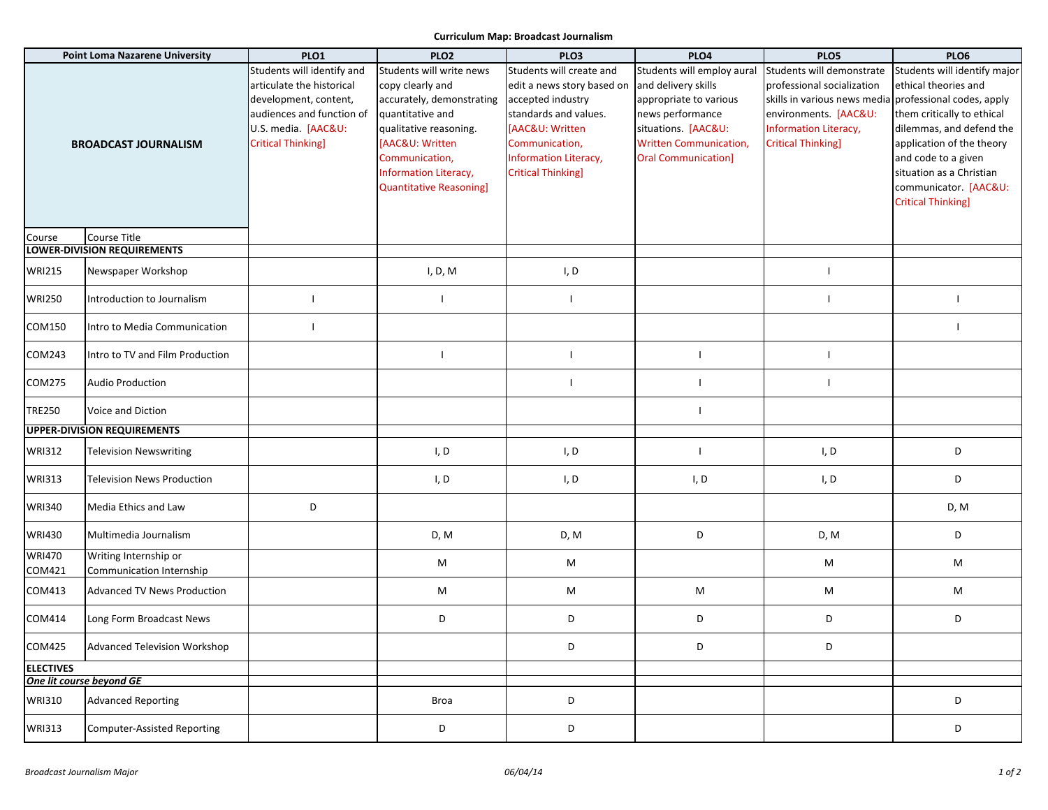**Curriculum Map: Broadcast Journalism**

| Point Loma Nazarene University | | PLO1 | PLO2 | PLO3 | PLO4 | PLO5 | PLO6 |
|---|---|---|---|---|---|---|---|
| **BROADCAST JOURNALISM** | | Students will identify and articulate the historical development, content, audiences and function of U.S. media. [AAC&U: Critical Thinking] | Students will write news copy clearly and accurately, demonstrating quantitative and qualitative reasoning. [AAC&U: Written Communication, Information Literacy, Quantitative Reasoning] | Students will create and edit a news story based on accepted industry standards and values. [AAC&U: Written Communication, Information Literacy, Critical Thinking] | Students will employ aural and delivery skills appropriate to various news performance situations. [AAC&U: Written Communication, Oral Communication] | Students will demonstrate professional socialization skills in various news media environments. [AAC&U: Information Literacy, Critical Thinking] | Students will identify major ethical theories and professional codes, apply them critically to ethical dilemmas, and defend the application of the theory and code to a given situation as a Christian communicator. [AAC&U: Critical Thinking] |
| Course | Course Title | | | | | | |
| **LOWER-DIVISION REQUIREMENTS** | | | | | | | |
| WRI215 | Newspaper Workshop | | I, D, M | I, D | | I | |
| WRI250 | Introduction to Journalism | I | I | I | | I | I |
| COM150 | Intro to Media Communication | I | | | | | I |
| COM243 | Intro to TV and Film Production | | I | I | I | I | |
| COM275 | Audio Production | | | I | I | I | |
| TRE250 | Voice and Diction | | | | I | | |
| **UPPER-DIVISION REQUIREMENTS** | | | | | | | |
| WRI312 | Television Newswriting | | I, D | I, D | I | I, D | D |
| WRI313 | Television News Production | | I, D | I, D | I, D | I, D | D |
| WRI340 | Media Ethics and Law | D | | | | | D, M |
| WRI430 | Multimedia Journalism | | D, M | D, M | D | D, M | D |
| WRI470 COM421 | Writing Internship or Communication Internship | | M | M | | M | M |
| COM413 | Advanced TV News Production | | M | M | M | M | M |
| COM414 | Long Form Broadcast News | | D | D | D | D | D |
| COM425 | Advanced Television Workshop | | | D | D | D | |
| **ELECTIVES** | | | | | | | |
| ***One lit course beyond GE*** | | | | | | | |
| WRI310 | Advanced Reporting | | Broa | D | | | D |
| WRI313 | Computer-Assisted Reporting | | D | D | | | D |

*Broadcast Journalism Major* *06/04/14*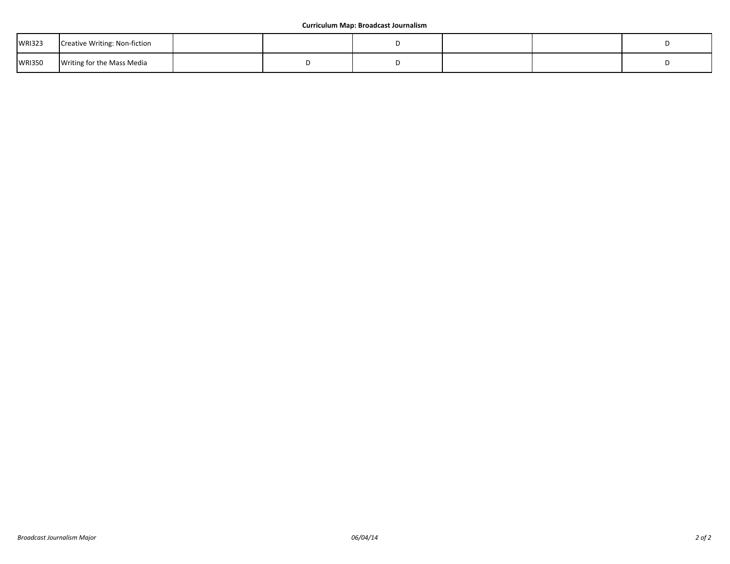**Curriculum Map: Broadcast Journalism**

| | | | | | | | |
|---|---|---|---|---|---|---|---|
| WRI323 | Creative Writing: Non-fiction | | | D | | | D |
| WRI350 | Writing for the Mass Media | | D | D | | | D |